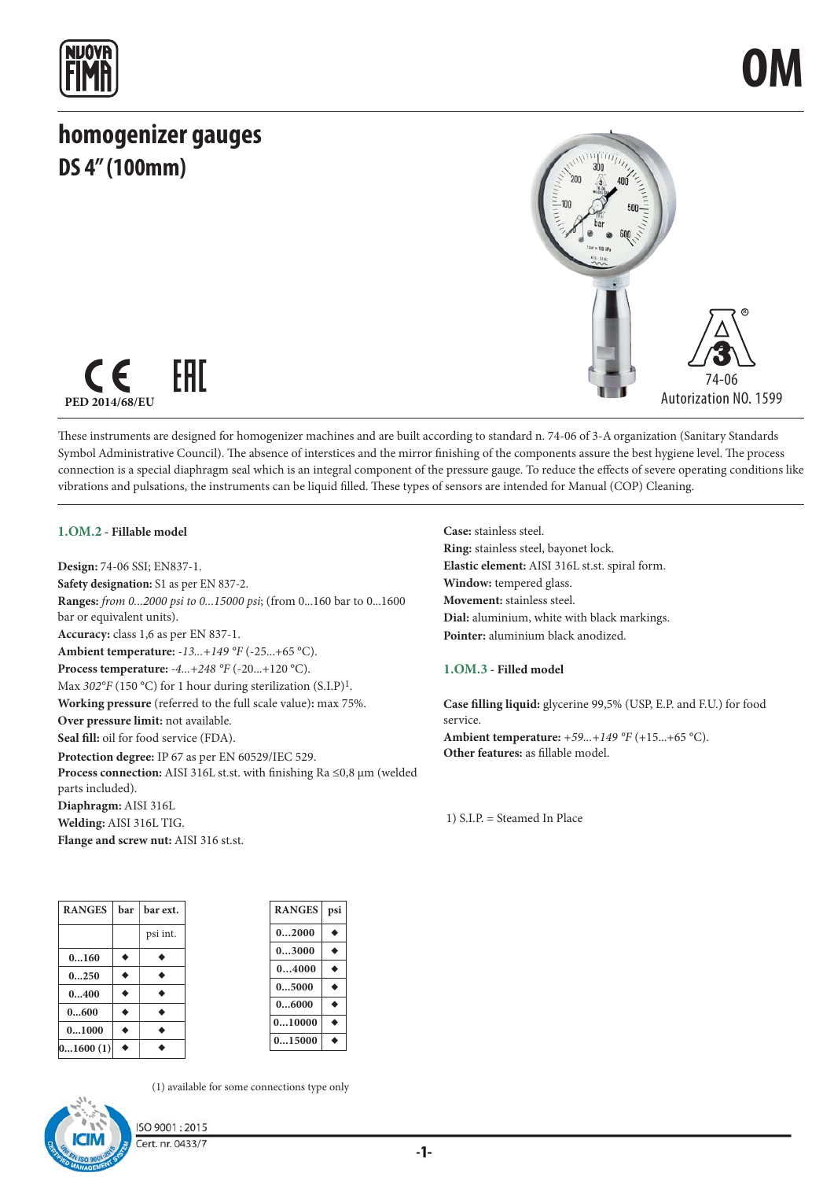# OM

## homogenizer gauges

## DS 4" (100mm)

PED 2014/68/EU

74-06
Autorization NO. 1599

These instruments are designed for homogenizer machines and are built according to standard n. 74-06 of 3-A organization (Sanitary Standards Symbol Administrative Council). The absence of interstices and the mirror finishing of the components assure the best hygiene level. The process connection is a special diaphragm seal which is an integral component of the pressure gauge. To reduce the effects of severe operating conditions like vibrations and pulsations, the instruments can be liquid filled. These types of sensors are intended for Manual (COP) Cleaning.

### 1.OM.2 - Fillable model

**Design:** 74-06 SSI; EN837-1.
**Safety designation:** S1 as per EN 837-2.
**Ranges:** *from 0...2000 psi to 0...15000 psi*; (from 0...160 bar to 0...1600 bar or equivalent units).
**Accuracy:** class 1,6 as per EN 837-1.
**Ambient temperature:** *-13...+149 °F* (-25...+65 °C).
**Process temperature:** *-4...+248 °F* (-20...+120 °C).
Max *302°F* (150 °C) for 1 hour during sterilization (S.I.P)[1].
**Working pressure** (referred to the full scale value)**:** max 75%.
**Over pressure limit:** not available.
**Seal fill:** oil for food service (FDA).
**Protection degree:** IP 67 as per EN 60529/IEC 529.
**Process connection:** AISI 316L st.st. with finishing Ra ≤0,8 µm (welded parts included).
**Diaphragm:** AISI 316L
**Welding:** AISI 316L TIG.
**Flange and screw nut:** AISI 316 st.st.
**Case:** stainless steel.
**Ring:** stainless steel, bayonet lock.
**Elastic element:** AISI 316L st.st. spiral form.
**Window:** tempered glass.
**Movement:** stainless steel.
**Dial:** aluminium, white with black markings.
**Pointer:** aluminium black anodized.

### 1.OM.3 - Filled model

**Case filling liquid:** glycerine 99,5% (USP, E.P. and F.U.) for food service.
**Ambient temperature:** *+59...+149 °F* (+15...+65 °C).
**Other features:** as fillable model.

1) S.I.P. = Steamed In Place

| RANGES | bar | bar ext. |
|---|---|---|
| | | psi int. |
| 0...160 | ◆ | ◆ |
| 0...250 | ◆ | ◆ |
| 0...400 | ◆ | ◆ |
| 0...600 | ◆ | ◆ |
| 0...1000 | ◆ | ◆ |
| 0...1600 (1) | ◆ | ◆ |

| RANGES | psi |
|---|---|
| 0...2000 | ◆ |
| 0...3000 | ◆ |
| 0...4000 | ◆ |
| 0...5000 | ◆ |
| 0...6000 | ◆ |
| 0...10000 | ◆ |
| 0...15000 | ◆ |

(1) available for some connections type only

ISO 9001 : 2015
Cert. nr. 0433/7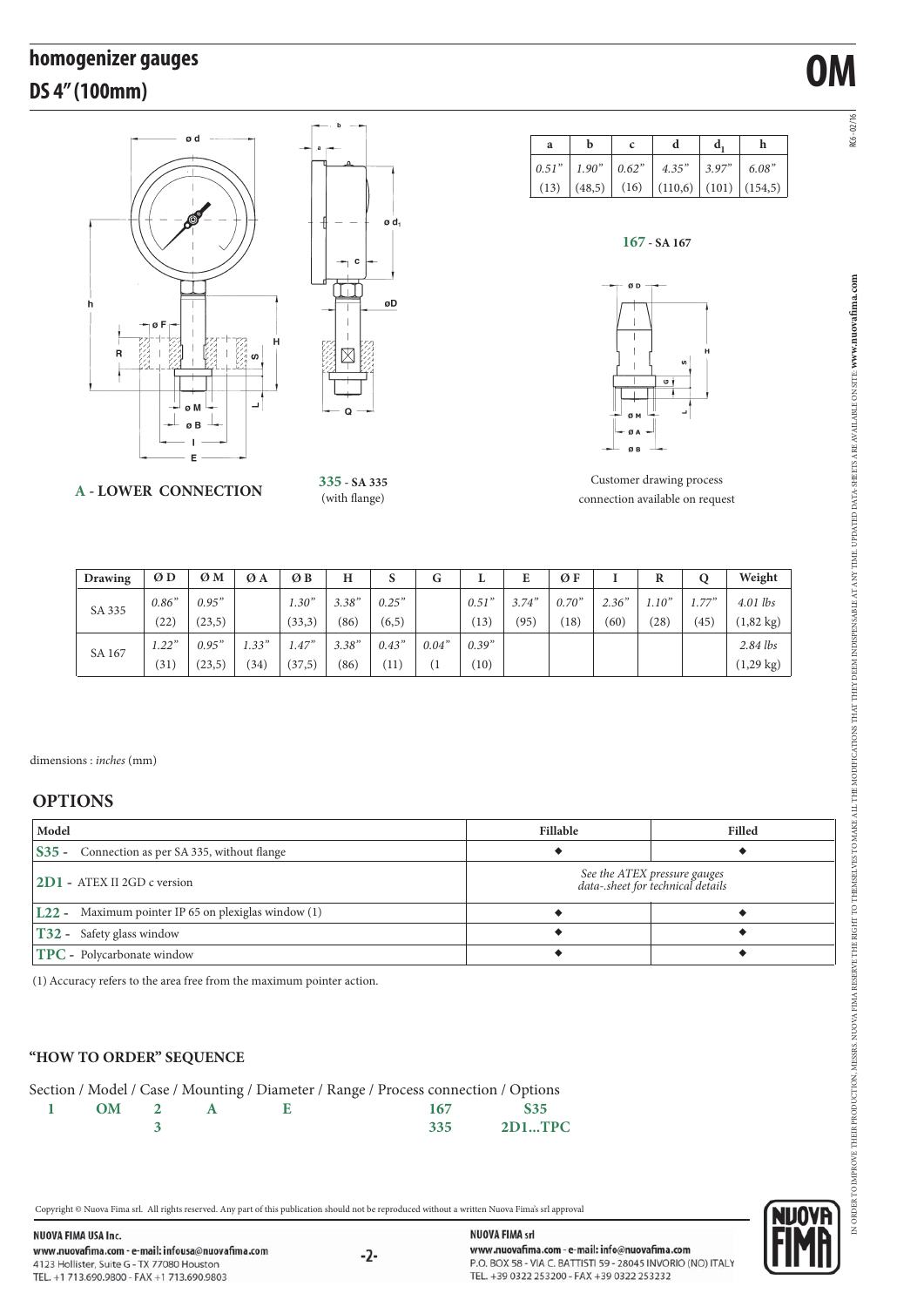# homogenizer gauges

## DS 4" (100mm)

**OM**

| a | b | c | d | $d_1$ | h |
|---|---|---|---|---|---|
| 0.51" (13) | 1.90" (48,5) | 0.62" (16) | 4.35" (110,6) | 3.97" (101) | 6.08" (154,5) |

**A - LOWER CONNECTION**

**335 - SA 335** (with flange)

**167 - SA 167**

Customer drawing process connection available on request

| Drawing | Ø D | Ø M | Ø A | Ø B | H | S | G | L | E | Ø F | I | R | Q | Weight |
|---|---|---|---|---|---|---|---|---|---|---|---|---|---|---|
| SA 335 | 0.86" (22) | 0.95" (23,5) | | 1.30" (33,3) | 3.38" (86) | 0.25" (6,5) | | 0.51" (13) | 3.74" (95) | 0.70" (18) | 2.36" (60) | 1.10" (28) | 1.77" (45) | 4.01 lbs (1,82 kg) |
| SA 167 | 1.22" (31) | 0.95" (23,5) | 1.33" (34) | 1.47" (37,5) | 3.38" (86) | 0.43" (11) | 0.04" (1 | 0.39" (10) | | | | | | 2.84 lbs (1,29 kg) |

dimensions : *inches* (mm)

## OPTIONS

| Model | Fillable | Filled |
|---|---|---|
| **S35** - Connection as per SA 335, without flange | ◆ | ◆ |
| **2D1** - ATEX II 2GD c version | *See the ATEX pressure gauges data-.sheet for technical details* | |
| **L22** - Maximum pointer IP 65 on plexiglas window (1) | ◆ | ◆ |
| **T32** - Safety glass window | ◆ | ◆ |
| **TPC** - Polycarbonate window | ◆ | ◆ |

(1) Accuracy refers to the area free from the maximum pointer action.

### "HOW TO ORDER" SEQUENCE

Section / Model / Case / Mounting / Diameter / Range / Process connection / Options

| Section | Model | Case | Mounting | Diameter | Range | Process connection | Options |
|---|---|---|---|---|---|---|---|
| **1** | **OM** | **2** | **A** | **E** | | **167** | **S35** |
| | | **3** | | | | **335** | **2D1...TPC** |

Copyright © Nuova Fima srl. All rights reserved. Any part of this publication should not be reproduced without a written Nuova Fima's srl approval

**NUOVA FIMA USA Inc.**
www.nuovafima.com - e-mail: infousa@nuovafima.com
4123 Hollister, Suite G - TX 77080 Houston
TEL. +1 713.690.9800 - FAX +1 713.690.9803

**NUOVA FIMA srl**
www.nuovafima.com - e-mail: info@nuovafima.com
P.O. BOX 58 - VIA C. BATTISTI 59 - 28045 INVORIO (NO) ITALY
TEL. +39 0322 253200 - FAX +39 0322 253232

IN ORDER TO IMPROVE THEIR PRODUCTION, MESSRS. NUOVA FIMA RESERVE THE RIGHT TO THEMSELVES TO MAKE ALL THE MODIFICATIONS THAT THEY DEEM INDISPENSABLE AT ANY TIME. UPDATED DATA-SHEETS ARE AVAILABLE ON SITE **www.nuovafima.com**